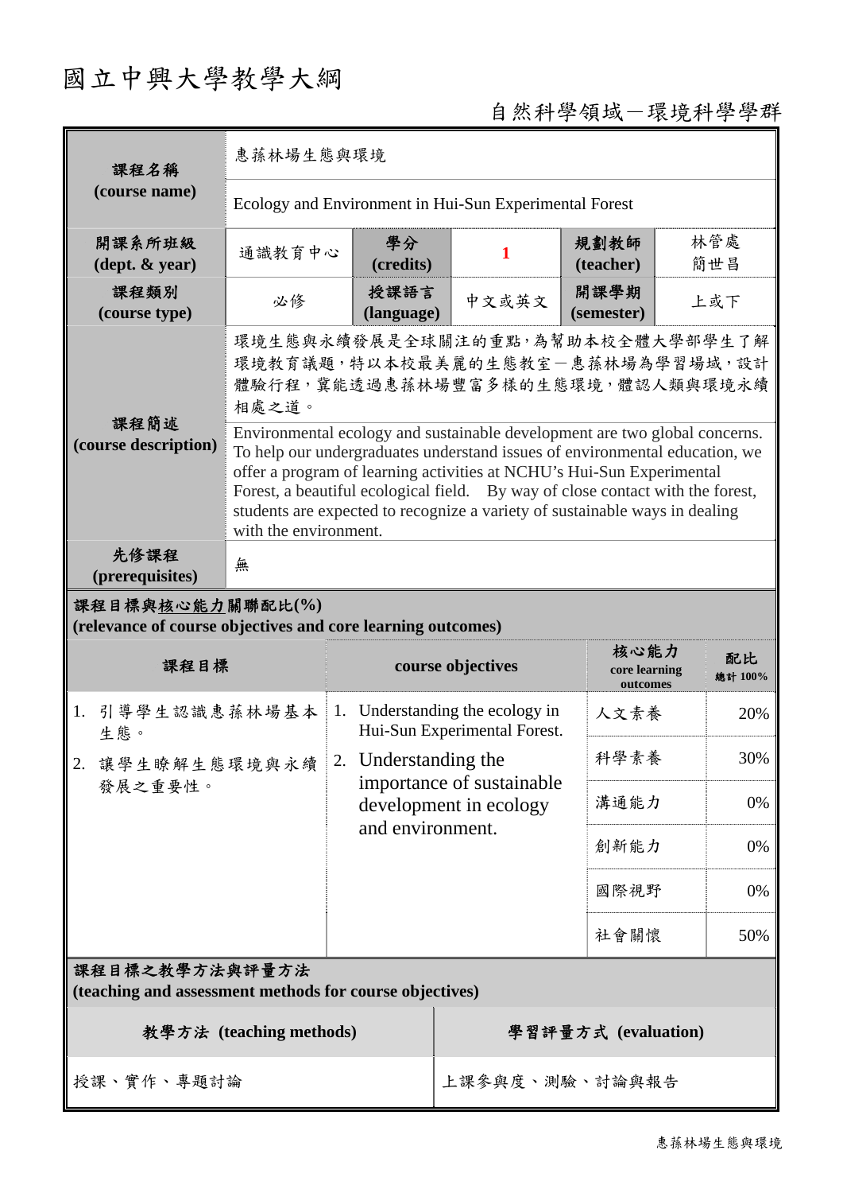# 國立中興大學教學大綱

自然科學領域－環境科學學群

| 課程名稱 (course name) | 惠蓀林場生態與環境 | | | | |
|---|---|---|---|---|---|
| | Ecology and Environment in Hui-Sun Experimental Forest | | | | |
| 開課系所班級 (dept. & year) | 通識教育中心 | 學分 (credits) | 1 | 規劃教師 (teacher) | 林管處 簡世昌 |
| 課程類別 (course type) | 必修 | 授課語言 (language) | 中文或英文 | 開課學期 (semester) | 上或下 |
| 課程簡述 (course description) | 環境生態與永續發展是全球關注的重點，為幫助本校全體大學部學生了解環境教育議題，特以本校最美麗的生態教室－惠蓀林場為學習場域，設計體驗行程，冀能透過惠蓀林場豐富多樣的生態環境，體認人類與環境永續相處之道。 | | | | |
| | Environmental ecology and sustainable development are two global concerns. To help our undergraduates understand issues of environmental education, we offer a program of learning activities at NCHU's Hui-Sun Experimental Forest, a beautiful ecological field. By way of close contact with the forest, students are expected to recognize a variety of sustainable ways in dealing with the environment. | | | | |
| 先修課程 (prerequisites) | 無 | | | | |

**課程目標與核心能力關聯配比(%)**
**(relevance of course objectives and core learning outcomes)**

| 課程目標 | course objectives | 核心能力 core learning outcomes | 配比 總計 100% |
|---|---|---|---|
| 1. 引導學生認識惠蓀林場基本生態。<br>2. 讓學生瞭解生態環境與永續發展之重要性。 | 1. Understanding the ecology in Hui-Sun Experimental Forest.<br>2. Understanding the importance of sustainable development in ecology and environment. | 人文素養 | 20% |
| | | 科學素養 | 30% |
| | | 溝通能力 | 0% |
| | | 創新能力 | 0% |
| | | 國際視野 | 0% |
| | | 社會關懷 | 50% |

**課程目標之教學方法與評量方法**
**(teaching and assessment methods for course objectives)**

| 教學方法 (teaching methods) | 學習評量方式 (evaluation) |
|---|---|
| 授課、實作、專題討論 | 上課參與度、測驗、討論與報告 |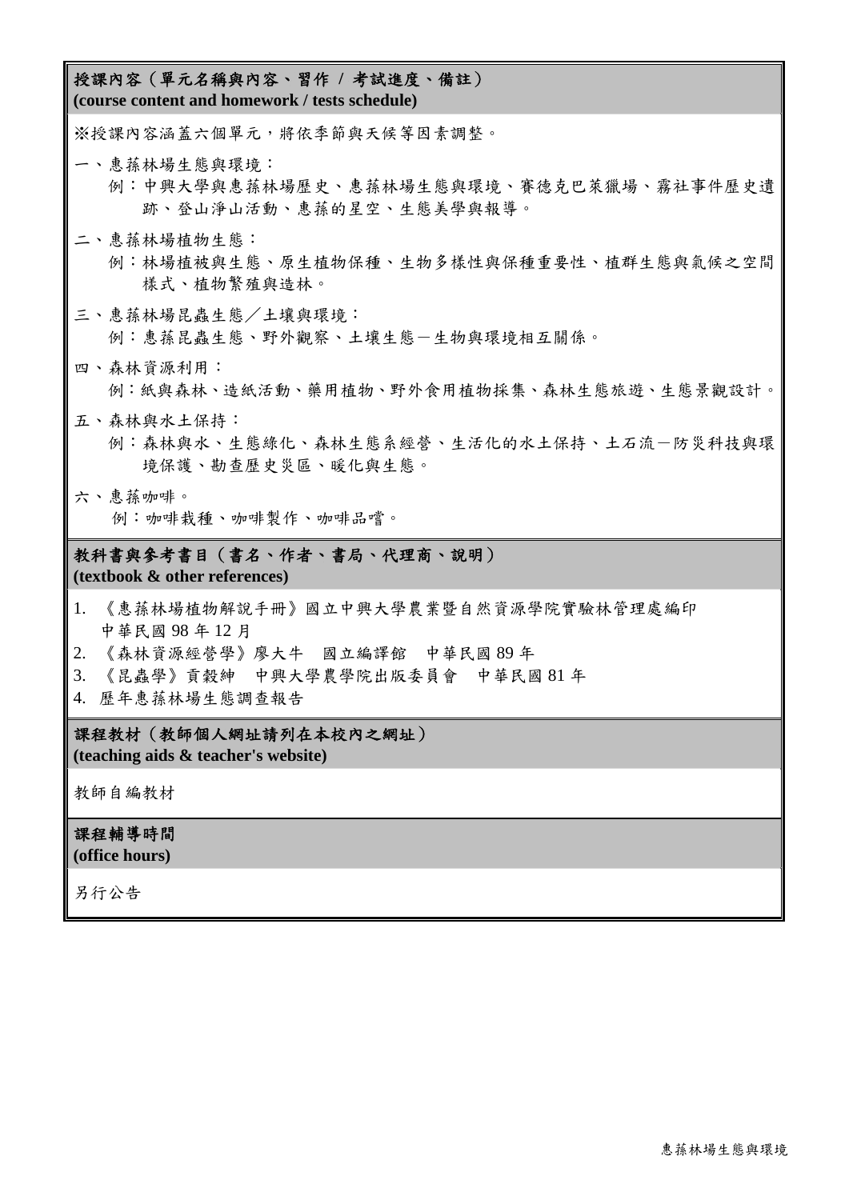**授課內容（單元名稱與內容、習作 / 考試進度、備註）**
**(course content and homework / tests schedule)**

※授課內容涵蓋六個單元，將依季節與天候等因素調整。

一、惠蓀林場生態與環境：
例：中興大學與惠蓀林場歷史、惠蓀林場生態與環境、賽德克巴萊獵場、霧社事件歷史遺跡、登山淨山活動、惠蓀的星空、生態美學與報導。

二、惠蓀林場植物生態：
例：林場植被與生態、原生植物保種、生物多樣性與保種重要性、植群生態與氣候之空間樣式、植物繁殖與造林。

三、惠蓀林場昆蟲生態／土壤與環境：
例：惠蓀昆蟲生態、野外觀察、土壤生態－生物與環境相互關係。

四、森林資源利用：
例：紙與森林、造紙活動、藥用植物、野外食用植物採集、森林生態旅遊、生態景觀設計。

五、森林與水土保持：
例：森林與水、生態綠化、森林生態系經營、生活化的水土保持、土石流－防災科技與環境保護、勘查歷史災區、暖化與生態。

六、惠蓀咖啡。
例：咖啡栽種、咖啡製作、咖啡品嚐。

**教科書與參考書目（書名、作者、書局、代理商、說明）**
**(textbook & other references)**

1. 《惠蓀林場植物解說手冊》國立中興大學農業暨自然資源學院實驗林管理處編印 中華民國 98 年 12 月
2. 《森林資源經營學》廖大牛　國立編譯館　中華民國 89 年
3. 《昆蟲學》貢穀紳　中興大學農學院出版委員會　中華民國 81 年
4. 歷年惠蓀林場生態調查報告

**課程教材（教師個人網址請列在本校內之網址）**
**(teaching aids & teacher's website)**

教師自編教材

**課程輔導時間**
**(office hours)**

另行公告